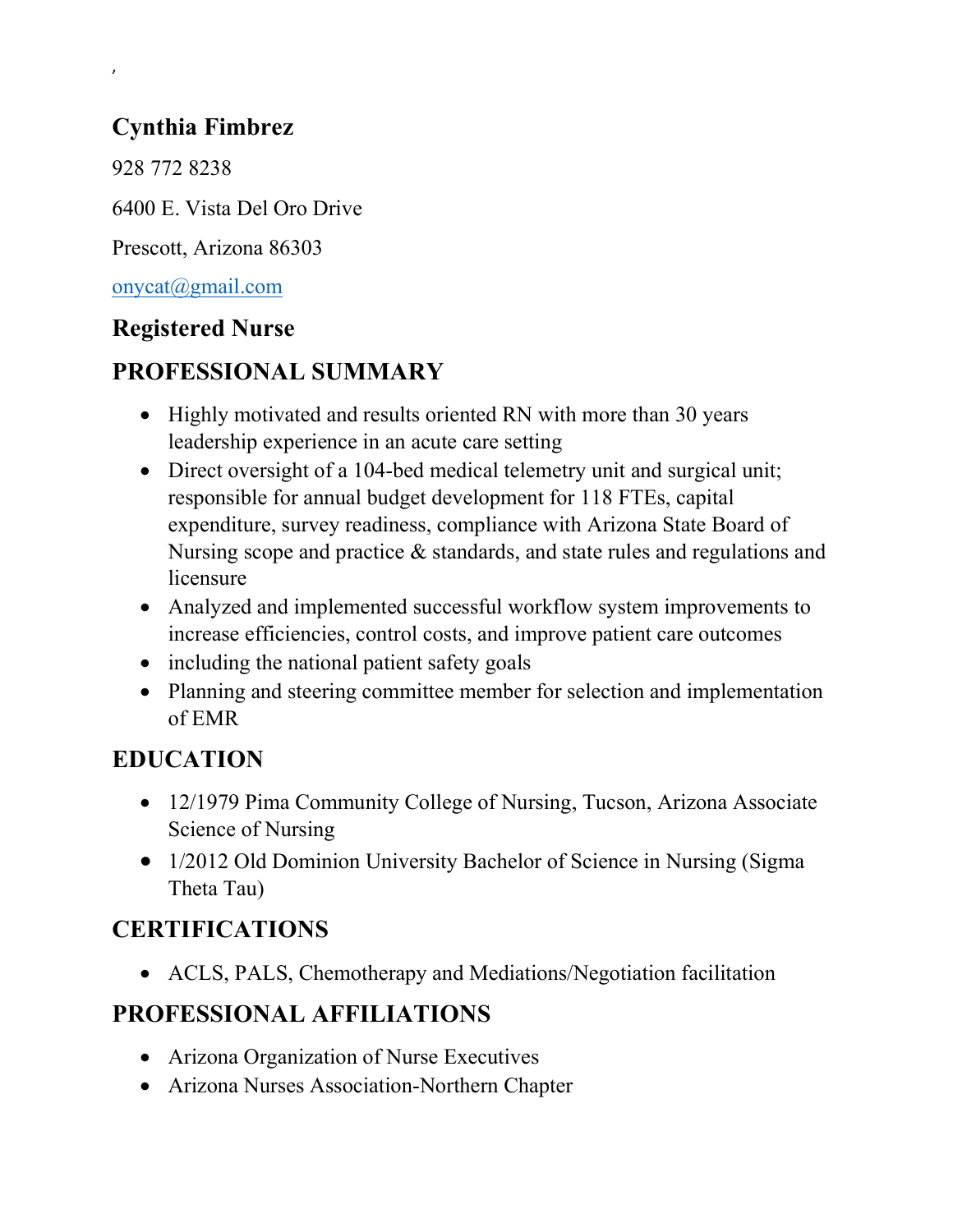,

## Cynthia Fimbrez

928 772 8238

6400 E. Vista Del Oro Drive

Prescott, Arizona 86303

onycat@gmail.com

## Registered Nurse

## PROFESSIONAL SUMMARY

- Highly motivated and results oriented RN with more than 30 years leadership experience in an acute care setting
- Direct oversight of a 104-bed medical telemetry unit and surgical unit; responsible for annual budget development for 118 FTEs, capital expenditure, survey readiness, compliance with Arizona State Board of Nursing scope and practice & standards, and state rules and regulations and licensure
- Analyzed and implemented successful workflow system improvements to increase efficiencies, control costs, and improve patient care outcomes
- including the national patient safety goals
- Planning and steering committee member for selection and implementation of EMR

## EDUCATION

- 12/1979 Pima Community College of Nursing, Tucson, Arizona Associate Science of Nursing
- 1/2012 Old Dominion University Bachelor of Science in Nursing (Sigma Theta Tau)

## CERTIFICATIONS

- ACLS, PALS, Chemotherapy and Mediations/Negotiation facilitation

## PROFESSIONAL AFFILIATIONS

- Arizona Organization of Nurse Executives
- Arizona Nurses Association-Northern Chapter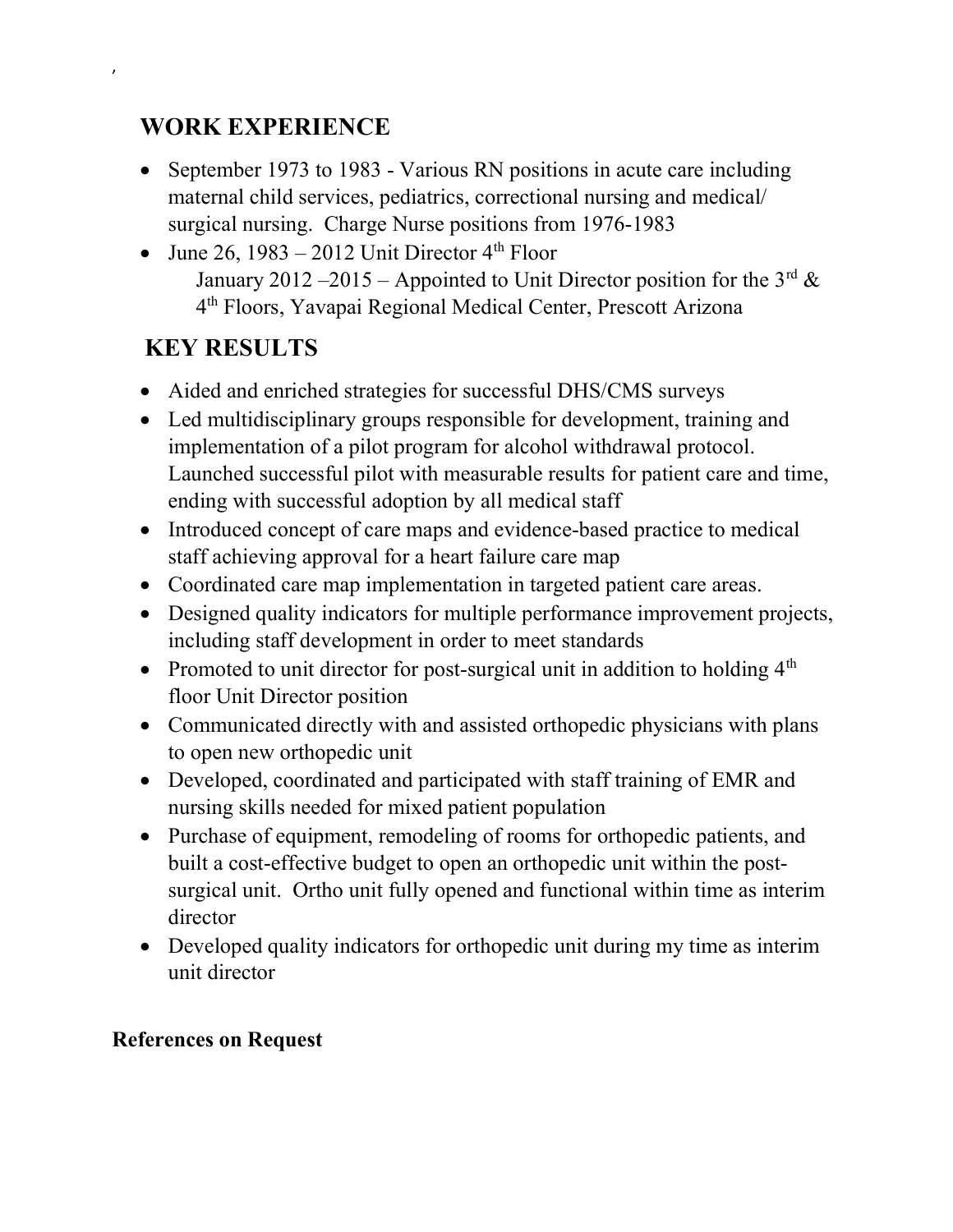## WORK EXPERIENCE

- September 1973 to 1983 - Various RN positions in acute care including maternal child services, pediatrics, correctional nursing and medical/ surgical nursing. Charge Nurse positions from 1976-1983
- June 26, 1983 – 2012 Unit Director 4th Floor
  January 2012 –2015 – Appointed to Unit Director position for the 3rd & 4th Floors, Yavapai Regional Medical Center, Prescott Arizona

## KEY RESULTS

- Aided and enriched strategies for successful DHS/CMS surveys
- Led multidisciplinary groups responsible for development, training and implementation of a pilot program for alcohol withdrawal protocol. Launched successful pilot with measurable results for patient care and time, ending with successful adoption by all medical staff
- Introduced concept of care maps and evidence-based practice to medical staff achieving approval for a heart failure care map
- Coordinated care map implementation in targeted patient care areas.
- Designed quality indicators for multiple performance improvement projects, including staff development in order to meet standards
- Promoted to unit director for post-surgical unit in addition to holding 4th floor Unit Director position
- Communicated directly with and assisted orthopedic physicians with plans to open new orthopedic unit
- Developed, coordinated and participated with staff training of EMR and nursing skills needed for mixed patient population
- Purchase of equipment, remodeling of rooms for orthopedic patients, and built a cost-effective budget to open an orthopedic unit within the post-surgical unit. Ortho unit fully opened and functional within time as interim director
- Developed quality indicators for orthopedic unit during my time as interim unit director

**References on Request**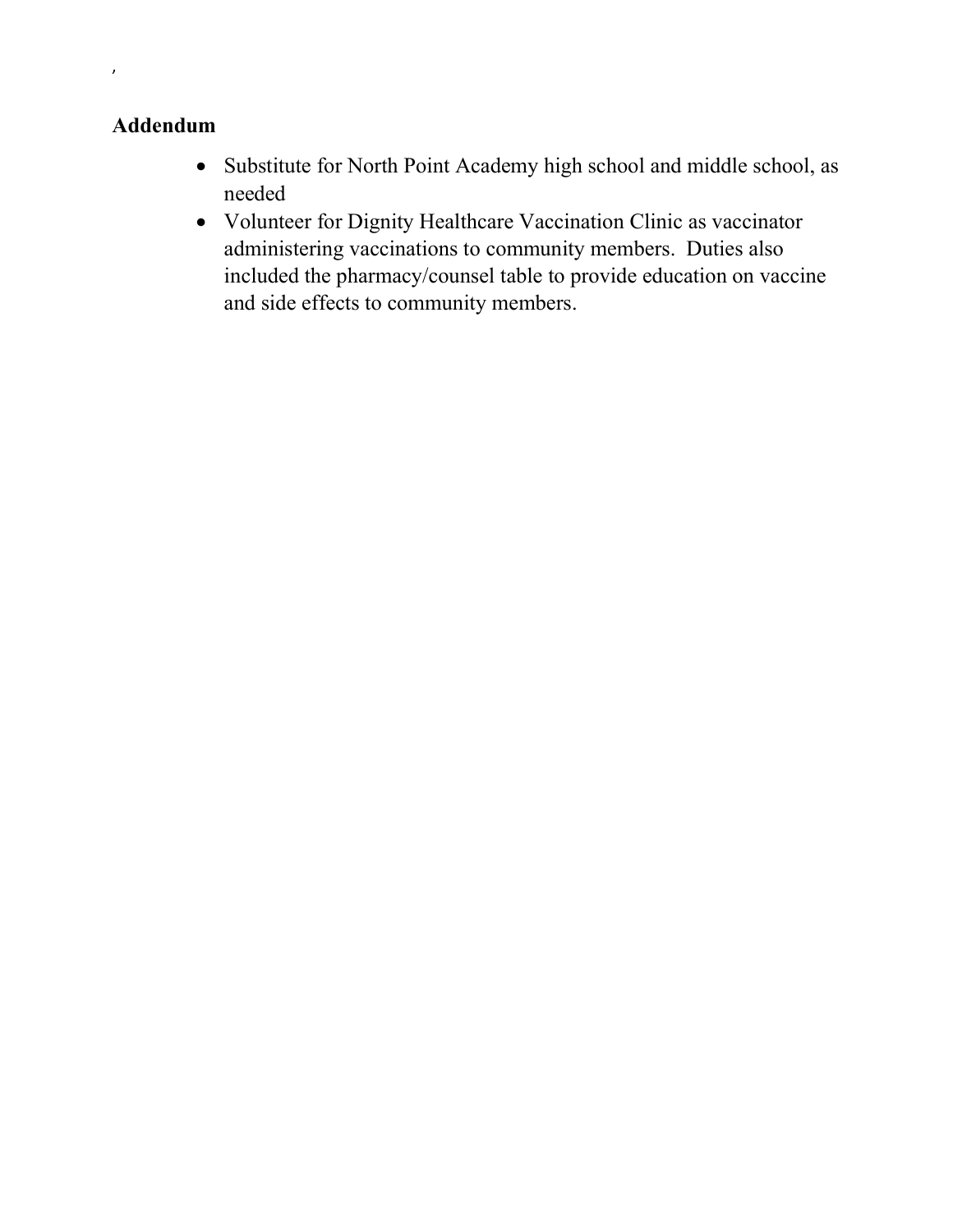,

**Addendum**

- Substitute for North Point Academy high school and middle school, as needed
- Volunteer for Dignity Healthcare Vaccination Clinic as vaccinator administering vaccinations to community members. Duties also included the pharmacy/counsel table to provide education on vaccine and side effects to community members.